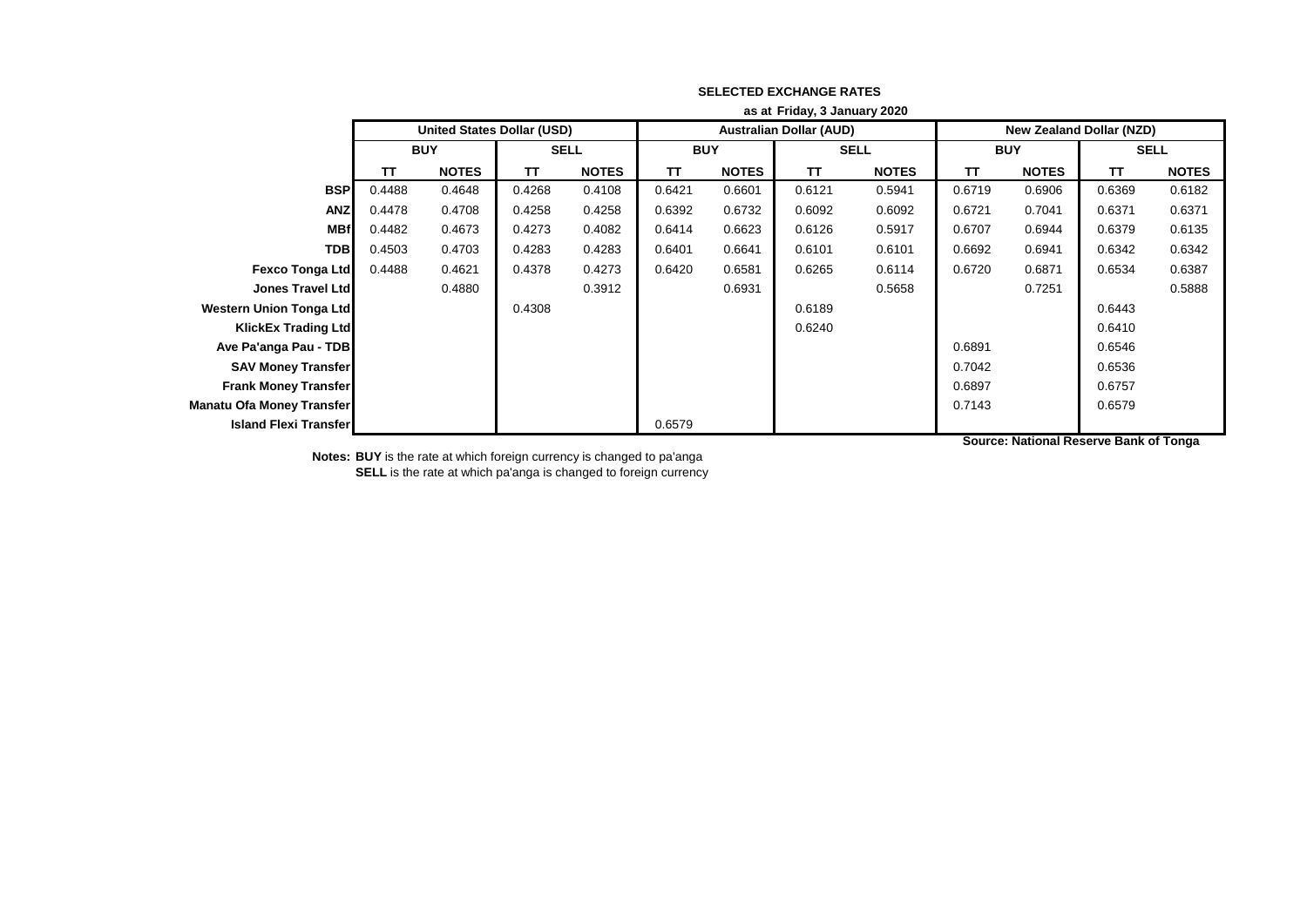**SELECTED EXCHANGE RATES**

**as at Friday, 3 January 2020**

| | United States Dollar (USD) | | | | Australian Dollar (AUD) | | | | New Zealand Dollar (NZD) | | | |
|---|---|---|---|---|---|---|---|---|---|---|---|---|
| | BUY | | SELL | | BUY | | SELL | | BUY | | SELL | |
| | TT | NOTES | TT | NOTES | TT | NOTES | TT | NOTES | TT | NOTES | TT | NOTES |
| **BSP** | 0.4488 | 0.4648 | 0.4268 | 0.4108 | 0.6421 | 0.6601 | 0.6121 | 0.5941 | 0.6719 | 0.6906 | 0.6369 | 0.6182 |
| **ANZ** | 0.4478 | 0.4708 | 0.4258 | 0.4258 | 0.6392 | 0.6732 | 0.6092 | 0.6092 | 0.6721 | 0.7041 | 0.6371 | 0.6371 |
| **MBf** | 0.4482 | 0.4673 | 0.4273 | 0.4082 | 0.6414 | 0.6623 | 0.6126 | 0.5917 | 0.6707 | 0.6944 | 0.6379 | 0.6135 |
| **TDB** | 0.4503 | 0.4703 | 0.4283 | 0.4283 | 0.6401 | 0.6641 | 0.6101 | 0.6101 | 0.6692 | 0.6941 | 0.6342 | 0.6342 |
| **Fexco Tonga Ltd** | 0.4488 | 0.4621 | 0.4378 | 0.4273 | 0.6420 | 0.6581 | 0.6265 | 0.6114 | 0.6720 | 0.6871 | 0.6534 | 0.6387 |
| **Jones Travel Ltd** | | 0.4880 | | 0.3912 | | 0.6931 | | 0.5658 | | 0.7251 | | 0.5888 |
| **Western Union Tonga Ltd** | | | 0.4308 | | | | 0.6189 | | | | 0.6443 | |
| **KlickEx Trading Ltd** | | | | | | | 0.6240 | | | | 0.6410 | |
| **Ave Pa'anga Pau - TDB** | | | | | | | | | 0.6891 | | 0.6546 | |
| **SAV Money Transfer** | | | | | | | | | 0.7042 | | 0.6536 | |
| **Frank Money Transfer** | | | | | | | | | 0.6897 | | 0.6757 | |
| **Manatu Ofa Money Transfer** | | | | | | | | | 0.7143 | | 0.6579 | |
| **Island Flexi Transfer** | | | | | 0.6579 | | | | | | | |

**Source: National Reserve Bank of Tonga**

**Notes: BUY** is the rate at which foreign currency is changed to pa'anga
**SELL** is the rate at which pa'anga is changed to foreign currency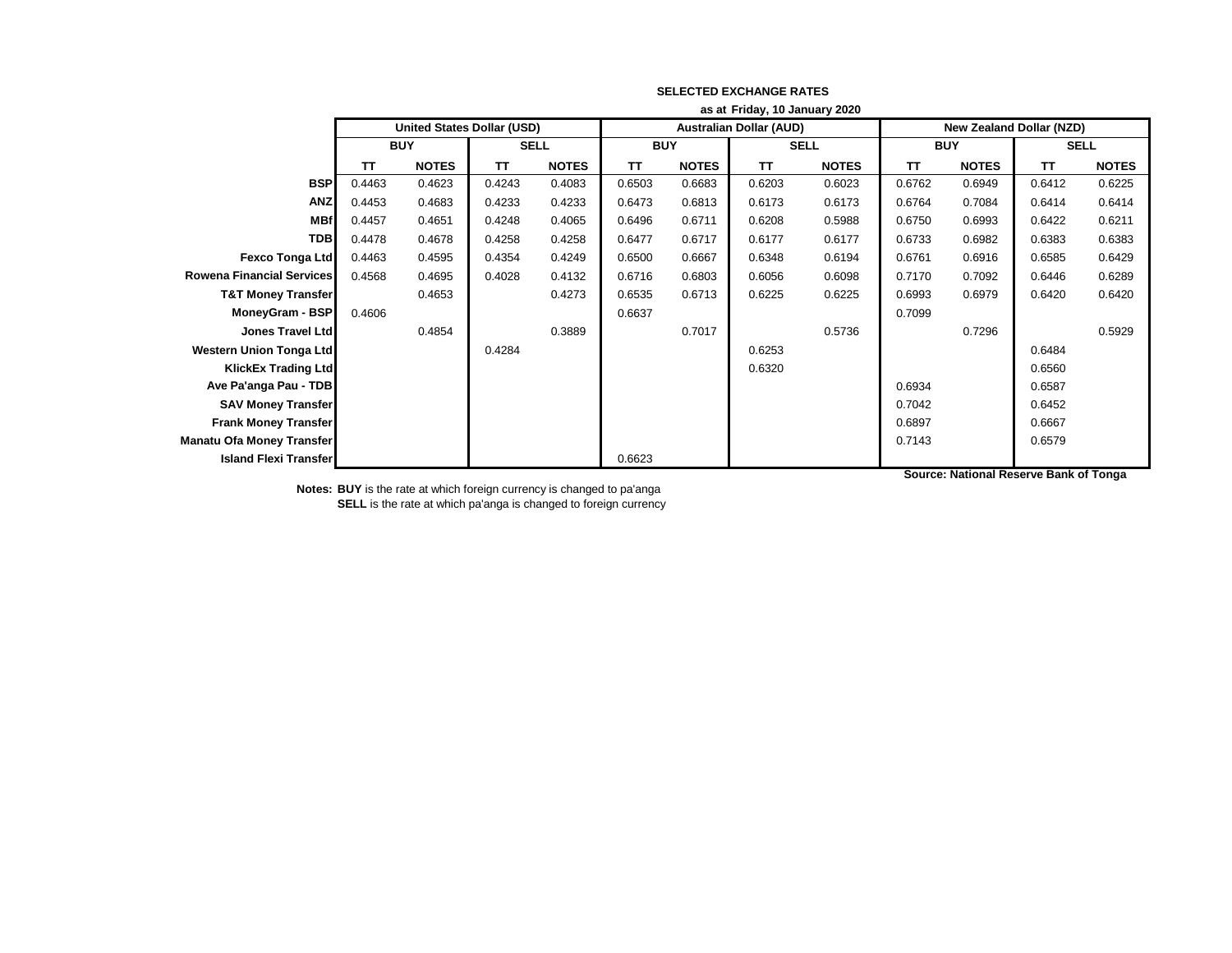**SELECTED EXCHANGE RATES**

**as at Friday, 10 January 2020**

| | United States Dollar (USD) | | | | Australian Dollar (AUD) | | | | New Zealand Dollar (NZD) | | | |
|---|---|---|---|---|---|---|---|---|---|---|---|---|
| | BUY | | SELL | | BUY | | SELL | | BUY | | SELL | |
| | TT | NOTES | TT | NOTES | TT | NOTES | TT | NOTES | TT | NOTES | TT | NOTES |
| **BSP** | 0.4463 | 0.4623 | 0.4243 | 0.4083 | 0.6503 | 0.6683 | 0.6203 | 0.6023 | 0.6762 | 0.6949 | 0.6412 | 0.6225 |
| **ANZ** | 0.4453 | 0.4683 | 0.4233 | 0.4233 | 0.6473 | 0.6813 | 0.6173 | 0.6173 | 0.6764 | 0.7084 | 0.6414 | 0.6414 |
| **MBf** | 0.4457 | 0.4651 | 0.4248 | 0.4065 | 0.6496 | 0.6711 | 0.6208 | 0.5988 | 0.6750 | 0.6993 | 0.6422 | 0.6211 |
| **TDB** | 0.4478 | 0.4678 | 0.4258 | 0.4258 | 0.6477 | 0.6717 | 0.6177 | 0.6177 | 0.6733 | 0.6982 | 0.6383 | 0.6383 |
| **Fexco Tonga Ltd** | 0.4463 | 0.4595 | 0.4354 | 0.4249 | 0.6500 | 0.6667 | 0.6348 | 0.6194 | 0.6761 | 0.6916 | 0.6585 | 0.6429 |
| **Rowena Financial Services** | 0.4568 | 0.4695 | 0.4028 | 0.4132 | 0.6716 | 0.6803 | 0.6056 | 0.6098 | 0.7170 | 0.7092 | 0.6446 | 0.6289 |
| **T&T Money Transfer** | | 0.4653 | | 0.4273 | 0.6535 | 0.6713 | 0.6225 | 0.6225 | 0.6993 | 0.6979 | 0.6420 | 0.6420 |
| **MoneyGram - BSP** | 0.4606 | | | | 0.6637 | | | | 0.7099 | | | |
| **Jones Travel Ltd** | | 0.4854 | | 0.3889 | | 0.7017 | | 0.5736 | | 0.7296 | | 0.5929 |
| **Western Union Tonga Ltd** | | | 0.4284 | | | | 0.6253 | | | | 0.6484 | |
| **KlickEx Trading Ltd** | | | | | | | 0.6320 | | | | 0.6560 | |
| **Ave Pa'anga Pau - TDB** | | | | | | | | | 0.6934 | | 0.6587 | |
| **SAV Money Transfer** | | | | | | | | | 0.7042 | | 0.6452 | |
| **Frank Money Transfer** | | | | | | | | | 0.6897 | | 0.6667 | |
| **Manatu Ofa Money Transfer** | | | | | | | | | 0.7143 | | 0.6579 | |
| **Island Flexi Transfer** | | | | | 0.6623 | | | | | | | |

**Source: National Reserve Bank of Tonga**

**Notes:** **BUY** is the rate at which foreign currency is changed to pa'anga
**SELL** is the rate at which pa'anga is changed to foreign currency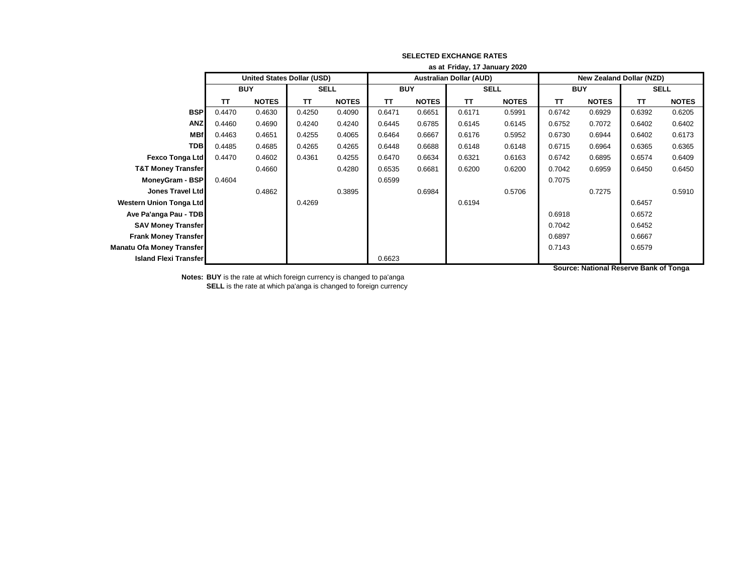**SELECTED EXCHANGE RATES**

**as at Friday, 17 January 2020**

| | United States Dollar (USD) | | | | Australian Dollar (AUD) | | | | New Zealand Dollar (NZD) | | | |
|---|---|---|---|---|---|---|---|---|---|---|---|---|
| | BUY | | SELL | | BUY | | SELL | | BUY | | SELL | |
| | TT | NOTES | TT | NOTES | TT | NOTES | TT | NOTES | TT | NOTES | TT | NOTES |
| **BSP** | 0.4470 | 0.4630 | 0.4250 | 0.4090 | 0.6471 | 0.6651 | 0.6171 | 0.5991 | 0.6742 | 0.6929 | 0.6392 | 0.6205 |
| **ANZ** | 0.4460 | 0.4690 | 0.4240 | 0.4240 | 0.6445 | 0.6785 | 0.6145 | 0.6145 | 0.6752 | 0.7072 | 0.6402 | 0.6402 |
| **MBf** | 0.4463 | 0.4651 | 0.4255 | 0.4065 | 0.6464 | 0.6667 | 0.6176 | 0.5952 | 0.6730 | 0.6944 | 0.6402 | 0.6173 |
| **TDB** | 0.4485 | 0.4685 | 0.4265 | 0.4265 | 0.6448 | 0.6688 | 0.6148 | 0.6148 | 0.6715 | 0.6964 | 0.6365 | 0.6365 |
| **Fexco Tonga Ltd** | 0.4470 | 0.4602 | 0.4361 | 0.4255 | 0.6470 | 0.6634 | 0.6321 | 0.6163 | 0.6742 | 0.6895 | 0.6574 | 0.6409 |
| **T&T Money Transfer** | | 0.4660 | | 0.4280 | 0.6535 | 0.6681 | 0.6200 | 0.6200 | 0.7042 | 0.6959 | 0.6450 | 0.6450 |
| **MoneyGram - BSP** | 0.4604 | | | | 0.6599 | | | | 0.7075 | | | |
| **Jones Travel Ltd** | | 0.4862 | | 0.3895 | | 0.6984 | | 0.5706 | | 0.7275 | | 0.5910 |
| **Western Union Tonga Ltd** | | | 0.4269 | | | | 0.6194 | | | | 0.6457 | |
| **Ave Pa'anga Pau - TDB** | | | | | | | | | 0.6918 | | 0.6572 | |
| **SAV Money Transfer** | | | | | | | | | 0.7042 | | 0.6452 | |
| **Frank Money Transfer** | | | | | | | | | 0.6897 | | 0.6667 | |
| **Manatu Ofa Money Transfer** | | | | | | | | | 0.7143 | | 0.6579 | |
| **Island Flexi Transfer** | | | | | 0.6623 | | | | | | | |

**Source: National Reserve Bank of Tonga**

**Notes:** **BUY** is the rate at which foreign currency is changed to pa'anga
**SELL** is the rate at which pa'anga is changed to foreign currency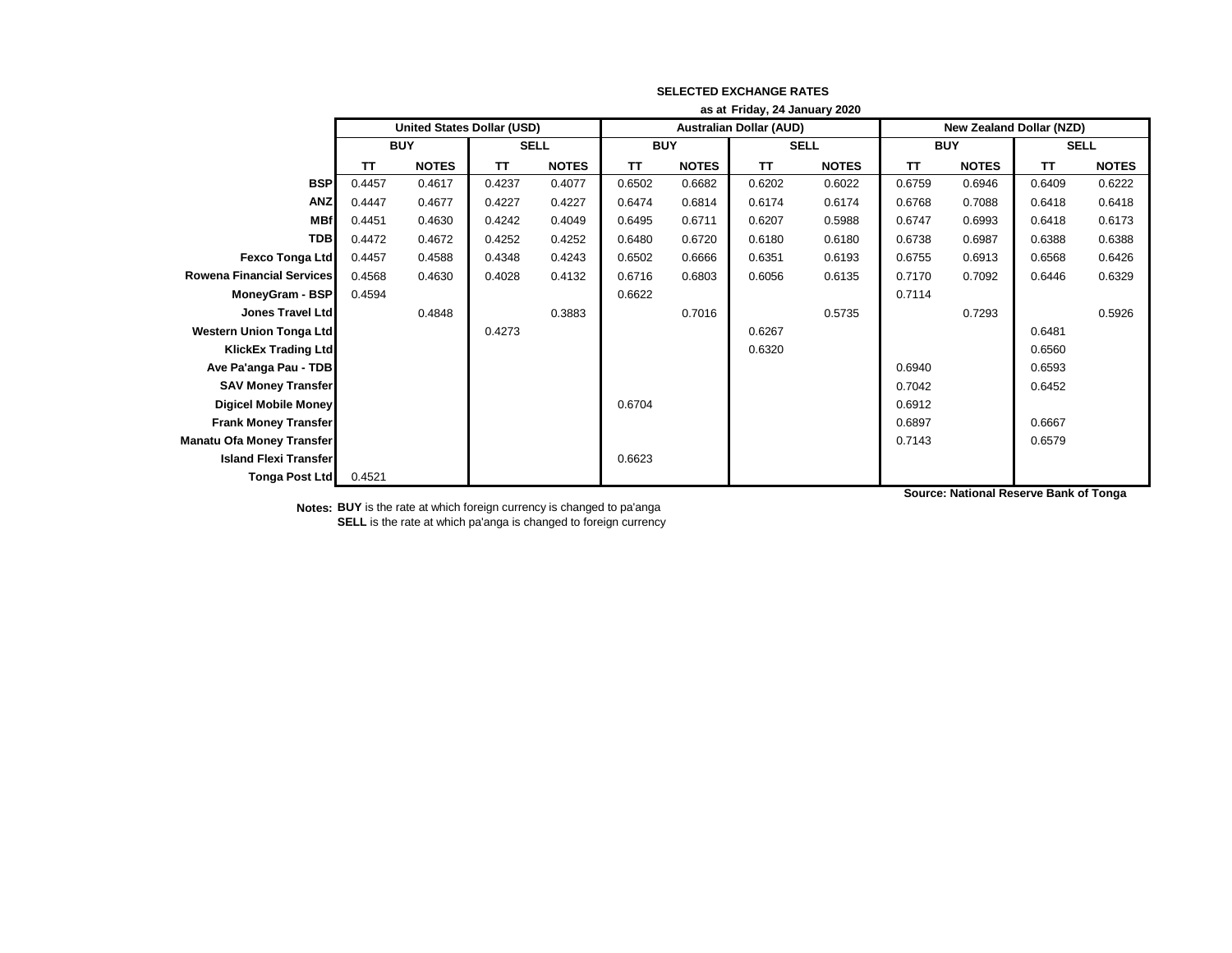**SELECTED EXCHANGE RATES**

**as at Friday, 24 January 2020**

| | United States Dollar (USD) | | | | Australian Dollar (AUD) | | | | New Zealand Dollar (NZD) | | | |
|---|---|---|---|---|---|---|---|---|---|---|---|---|
| | BUY | | SELL | | BUY | | SELL | | BUY | | SELL | |
| | TT | NOTES | TT | NOTES | TT | NOTES | TT | NOTES | TT | NOTES | TT | NOTES |
| **BSP** | 0.4457 | 0.4617 | 0.4237 | 0.4077 | 0.6502 | 0.6682 | 0.6202 | 0.6022 | 0.6759 | 0.6946 | 0.6409 | 0.6222 |
| **ANZ** | 0.4447 | 0.4677 | 0.4227 | 0.4227 | 0.6474 | 0.6814 | 0.6174 | 0.6174 | 0.6768 | 0.7088 | 0.6418 | 0.6418 |
| **MBf** | 0.4451 | 0.4630 | 0.4242 | 0.4049 | 0.6495 | 0.6711 | 0.6207 | 0.5988 | 0.6747 | 0.6993 | 0.6418 | 0.6173 |
| **TDB** | 0.4472 | 0.4672 | 0.4252 | 0.4252 | 0.6480 | 0.6720 | 0.6180 | 0.6180 | 0.6738 | 0.6987 | 0.6388 | 0.6388 |
| **Fexco Tonga Ltd** | 0.4457 | 0.4588 | 0.4348 | 0.4243 | 0.6502 | 0.6666 | 0.6351 | 0.6193 | 0.6755 | 0.6913 | 0.6568 | 0.6426 |
| **Rowena Financial Services** | 0.4568 | 0.4630 | 0.4028 | 0.4132 | 0.6716 | 0.6803 | 0.6056 | 0.6135 | 0.7170 | 0.7092 | 0.6446 | 0.6329 |
| **MoneyGram - BSP** | 0.4594 | | | | 0.6622 | | | | 0.7114 | | | |
| **Jones Travel Ltd** | | 0.4848 | | 0.3883 | | 0.7016 | | 0.5735 | | 0.7293 | | 0.5926 |
| **Western Union Tonga Ltd** | | | 0.4273 | | | | 0.6267 | | | | 0.6481 | |
| **KlickEx Trading Ltd** | | | | | | | 0.6320 | | | | 0.6560 | |
| **Ave Pa'anga Pau - TDB** | | | | | | | | | 0.6940 | | 0.6593 | |
| **SAV Money Transfer** | | | | | | | | | 0.7042 | | 0.6452 | |
| **Digicel Mobile Money** | | | | | 0.6704 | | | | 0.6912 | | | |
| **Frank Money Transfer** | | | | | | | | | 0.6897 | | 0.6667 | |
| **Manatu Ofa Money Transfer** | | | | | | | | | 0.7143 | | 0.6579 | |
| **Island Flexi Transfer** | | | | | 0.6623 | | | | | | | |
| **Tonga Post Ltd** | 0.4521 | | | | | | | | | | | |

**Source: National Reserve Bank of Tonga**

**Notes:** **BUY** is the rate at which foreign currency is changed to pa'anga
**SELL** is the rate at which pa'anga is changed to foreign currency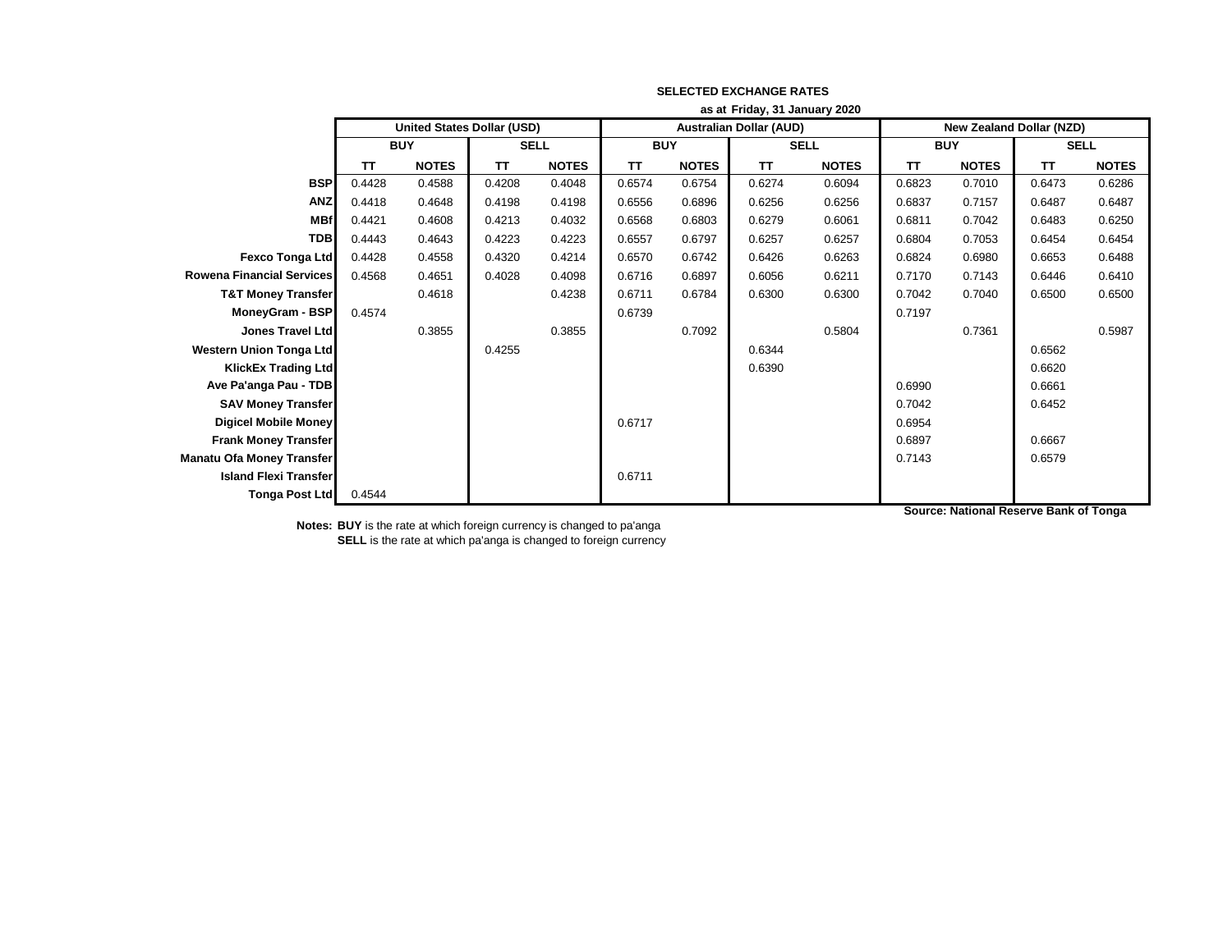**SELECTED EXCHANGE RATES**

**as at Friday, 31 January 2020**

| | United States Dollar (USD) | | | | Australian Dollar (AUD) | | | | New Zealand Dollar (NZD) | | | |
|---|---|---|---|---|---|---|---|---|---|---|---|---|
| | BUY | | SELL | | BUY | | SELL | | BUY | | SELL | |
| | TT | NOTES | TT | NOTES | TT | NOTES | TT | NOTES | TT | NOTES | TT | NOTES |
| **BSP** | 0.4428 | 0.4588 | 0.4208 | 0.4048 | 0.6574 | 0.6754 | 0.6274 | 0.6094 | 0.6823 | 0.7010 | 0.6473 | 0.6286 |
| **ANZ** | 0.4418 | 0.4648 | 0.4198 | 0.4198 | 0.6556 | 0.6896 | 0.6256 | 0.6256 | 0.6837 | 0.7157 | 0.6487 | 0.6487 |
| **MBf** | 0.4421 | 0.4608 | 0.4213 | 0.4032 | 0.6568 | 0.6803 | 0.6279 | 0.6061 | 0.6811 | 0.7042 | 0.6483 | 0.6250 |
| **TDB** | 0.4443 | 0.4643 | 0.4223 | 0.4223 | 0.6557 | 0.6797 | 0.6257 | 0.6257 | 0.6804 | 0.7053 | 0.6454 | 0.6454 |
| **Fexco Tonga Ltd** | 0.4428 | 0.4558 | 0.4320 | 0.4214 | 0.6570 | 0.6742 | 0.6426 | 0.6263 | 0.6824 | 0.6980 | 0.6653 | 0.6488 |
| **Rowena Financial Services** | 0.4568 | 0.4651 | 0.4028 | 0.4098 | 0.6716 | 0.6897 | 0.6056 | 0.6211 | 0.7170 | 0.7143 | 0.6446 | 0.6410 |
| **T&T Money Transfer** | | 0.4618 | | 0.4238 | 0.6711 | 0.6784 | 0.6300 | 0.6300 | 0.7042 | 0.7040 | 0.6500 | 0.6500 |
| **MoneyGram - BSP** | 0.4574 | | | | 0.6739 | | | | 0.7197 | | | |
| **Jones Travel Ltd** | | 0.3855 | | 0.3855 | | 0.7092 | | 0.5804 | | 0.7361 | | 0.5987 |
| **Western Union Tonga Ltd** | | | 0.4255 | | | | 0.6344 | | | | 0.6562 | |
| **KlickEx Trading Ltd** | | | | | | | 0.6390 | | | | 0.6620 | |
| **Ave Pa'anga Pau - TDB** | | | | | | | | | 0.6990 | | 0.6661 | |
| **SAV Money Transfer** | | | | | | | | | 0.7042 | | 0.6452 | |
| **Digicel Mobile Money** | | | | | 0.6717 | | | | 0.6954 | | | |
| **Frank Money Transfer** | | | | | | | | | 0.6897 | | 0.6667 | |
| **Manatu Ofa Money Transfer** | | | | | | | | | 0.7143 | | 0.6579 | |
| **Island Flexi Transfer** | | | | | 0.6711 | | | | | | | |
| **Tonga Post Ltd** | 0.4544 | | | | | | | | | | | |

**Source: National Reserve Bank of Tonga**

**Notes:** **BUY** is the rate at which foreign currency is changed to pa'anga
**SELL** is the rate at which pa'anga is changed to foreign currency